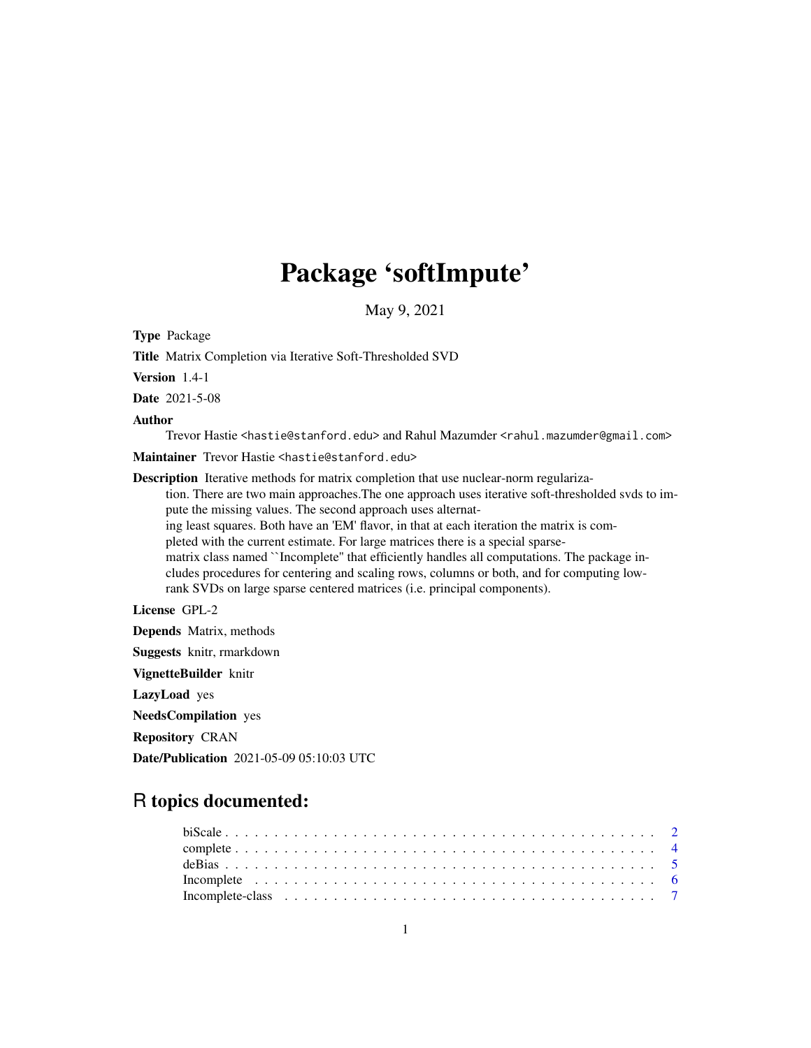# Package 'softImpute'

May 9, 2021

**Type** Package

**Title** Matrix Completion via Iterative Soft-Thresholded SVD

**Version** 1.4-1

**Date** 2021-5-08

**Author** Trevor Hastie <hastie@stanford.edu> and Rahul Mazumder <rahul.mazumder@gmail.com>

**Maintainer** Trevor Hastie <hastie@stanford.edu>

**Description** Iterative methods for matrix completion that use nuclear-norm regularization. There are two main approaches.The one approach uses iterative soft-thresholded svds to impute the missing values. The second approach uses alternating least squares. Both have an 'EM' flavor, in that at each iteration the matrix is completed with the current estimate. For large matrices there is a special sparse-matrix class named ``Incomplete'' that efficiently handles all computations. The package includes procedures for centering and scaling rows, columns or both, and for computing low-rank SVDs on large sparse centered matrices (i.e. principal components).

**License** GPL-2

**Depends** Matrix, methods

**Suggests** knitr, rmarkdown

**VignetteBuilder** knitr

**LazyLoad** yes

**NeedsCompilation** yes

**Repository** CRAN

**Date/Publication** 2021-05-09 05:10:03 UTC

## R topics documented:

- biScale . . . . . . . . . . . . . . . . . . . . . . . . . . . . . . . . . . . . . . . . . . . 2
- complete . . . . . . . . . . . . . . . . . . . . . . . . . . . . . . . . . . . . . . . . . . . 4
- deBias . . . . . . . . . . . . . . . . . . . . . . . . . . . . . . . . . . . . . . . . . . . 5
- Incomplete . . . . . . . . . . . . . . . . . . . . . . . . . . . . . . . . . . . . . . . . . . . 6
- Incomplete-class . . . . . . . . . . . . . . . . . . . . . . . . . . . . . . . . . . . . . . . . . . . 7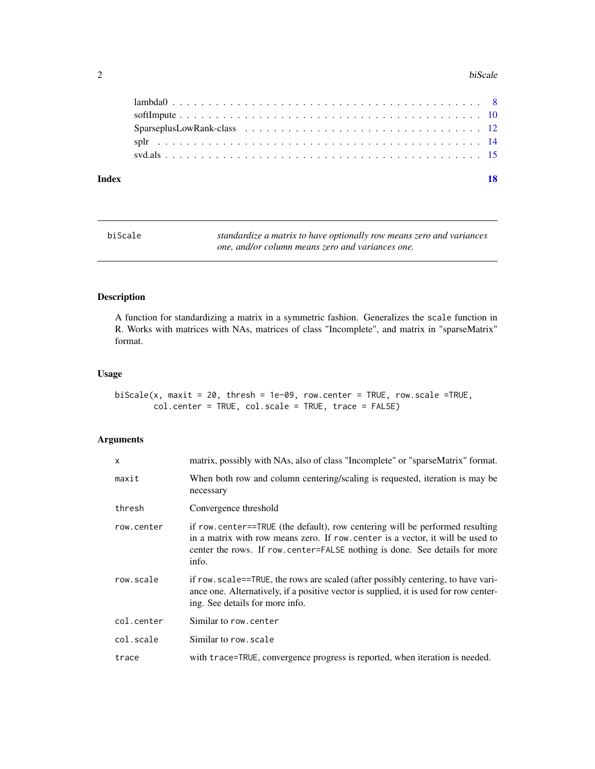| | |
|---|---|
| lambda0 | 8 |
| softImpute | 10 |
| SparseplusLowRank-class | 12 |
| splr | 14 |
| svd.als | 15 |

**Index** **18**

---

| biScale | *standardize a matrix to have optionally row means zero and variances one, and/or column means zero and variances one.* |
|---|---|

---

## Description

A function for standardizing a matrix in a symmetric fashion. Generalizes the `scale` function in R. Works with matrices with NAs, matrices of class "Incomplete", and matrix in "sparseMatrix" format.

## Usage

```
biScale(x, maxit = 20, thresh = 1e-09, row.center = TRUE, row.scale =TRUE,
        col.center = TRUE, col.scale = TRUE, trace = FALSE)
```

## Arguments

| | |
|---|---|
| `x` | matrix, possibly with NAs, also of class "Incomplete" or "sparseMatrix" format. |
| `maxit` | When both row and column centering/scaling is requested, iteration is may be necessary |
| `thresh` | Convergence threshold |
| `row.center` | if `row.center==TRUE` (the default), row centering will be performed resulting in a matrix with row means zero. If `row.center` is a vector, it will be used to center the rows. If `row.center=FALSE` nothing is done. See details for more info. |
| `row.scale` | if `row.scale==TRUE`, the rows are scaled (after possibly centering, to have variance one. Alternatively, if a positive vector is supplied, it is used for row centering. See details for more info. |
| `col.center` | Similar to `row.center` |
| `col.scale` | Similar to `row.scale` |
| `trace` | with `trace=TRUE`, convergence progress is reported, when iteration is needed. |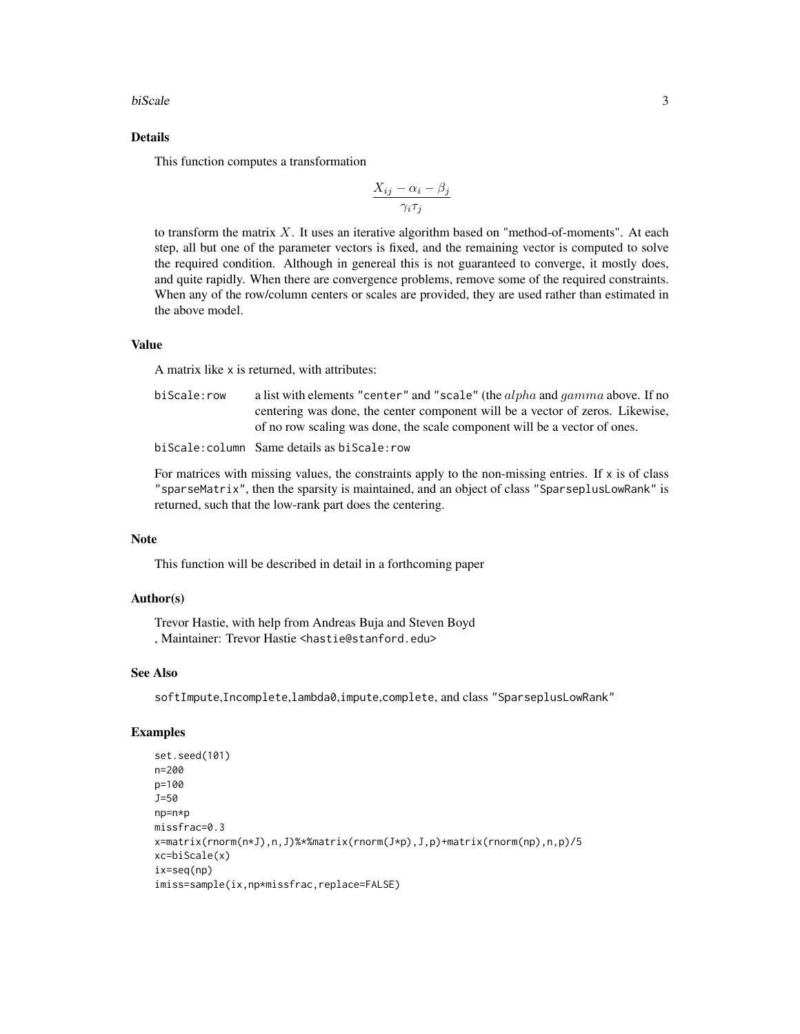## Details

This function computes a transformation

$$\frac{X_{ij} - \alpha_i - \beta_j}{\gamma_i \tau_j}$$

to transform the matrix $X$. It uses an iterative algorithm based on "method-of-moments". At each step, all but one of the parameter vectors is fixed, and the remaining vector is computed to solve the required condition. Although in genereal this is not guaranteed to converge, it mostly does, and quite rapidly. When there are convergence problems, remove some of the required constraints. When any of the row/column centers or scales are provided, they are used rather than estimated in the above model.

## Value

A matrix like `x` is returned, with attributes:

- `biScale:row` — a list with elements "center" and "scale" (the $alpha$ and $gamma$ above. If no centering was done, the center component will be a vector of zeros. Likewise, of no row scaling was done, the scale component will be a vector of ones.
- `biScale:column` — Same details as `biScale:row`

For matrices with missing values, the constraints apply to the non-missing entries. If `x` is of class "sparseMatrix", then the sparsity is maintained, and an object of class "SparseplusLowRank" is returned, such that the low-rank part does the centering.

## Note

This function will be described in detail in a forthcoming paper

## Author(s)

Trevor Hastie, with help from Andreas Buja and Steven Boyd
, Maintainer: Trevor Hastie <hastie@stanford.edu>

## See Also

`softImpute`,`Incomplete`,`lambda0`,`impute`,`complete`, and class "SparseplusLowRank"

## Examples

```
set.seed(101)
n=200
p=100
J=50
np=n*p
missfrac=0.3
x=matrix(rnorm(n*J),n,J)%*%matrix(rnorm(J*p),J,p)+matrix(rnorm(np),n,p)/5
xc=biScale(x)
ix=seq(np)
imiss=sample(ix,np*missfrac,replace=FALSE)
```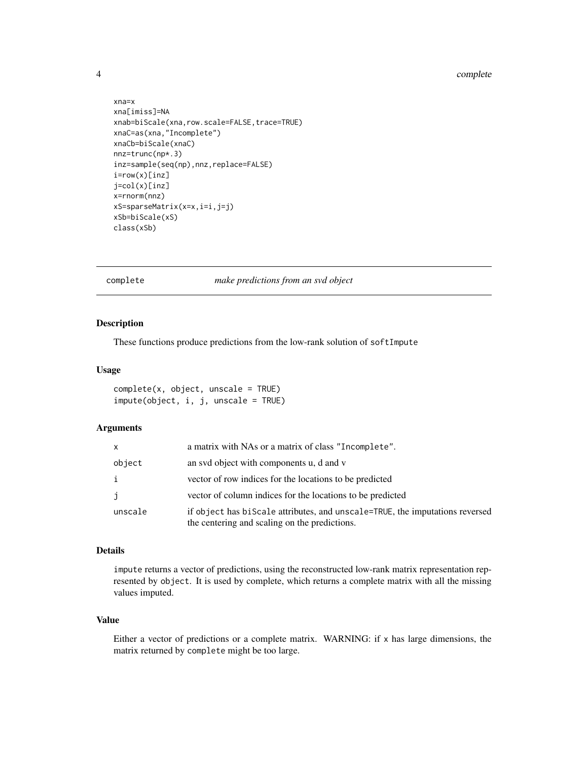```
xna=x
xna[imiss]=NA
xnab=biScale(xna,row.scale=FALSE,trace=TRUE)
xnaC=as(xna,"Incomplete")
xnaCb=biScale(xnaC)
nnz=trunc(np*.3)
inz=sample(seq(np),nnz,replace=FALSE)
i=row(x)[inz]
j=col(x)[inz]
x=rnorm(nnz)
xS=sparseMatrix(x=x,i=i,j=j)
xSb=biScale(xS)
class(xSb)
```

## complete — *make predictions from an svd object*

### Description

These functions produce predictions from the low-rank solution of `softImpute`

### Usage

```
complete(x, object, unscale = TRUE)
impute(object, i, j, unscale = TRUE)
```

### Arguments

| | |
|---|---|
| `x` | a matrix with NAs or a matrix of class "Incomplete". |
| `object` | an svd object with components u, d and v |
| `i` | vector of row indices for the locations to be predicted |
| `j` | vector of column indices for the locations to be predicted |
| `unscale` | if `object` has `biScale` attributes, and `unscale=TRUE`, the imputations reversed the centering and scaling on the predictions. |

### Details

`impute` returns a vector of predictions, using the reconstructed low-rank matrix representation represented by `object`. It is used by complete, which returns a complete matrix with all the missing values imputed.

### Value

Either a vector of predictions or a complete matrix. WARNING: if `x` has large dimensions, the matrix returned by `complete` might be too large.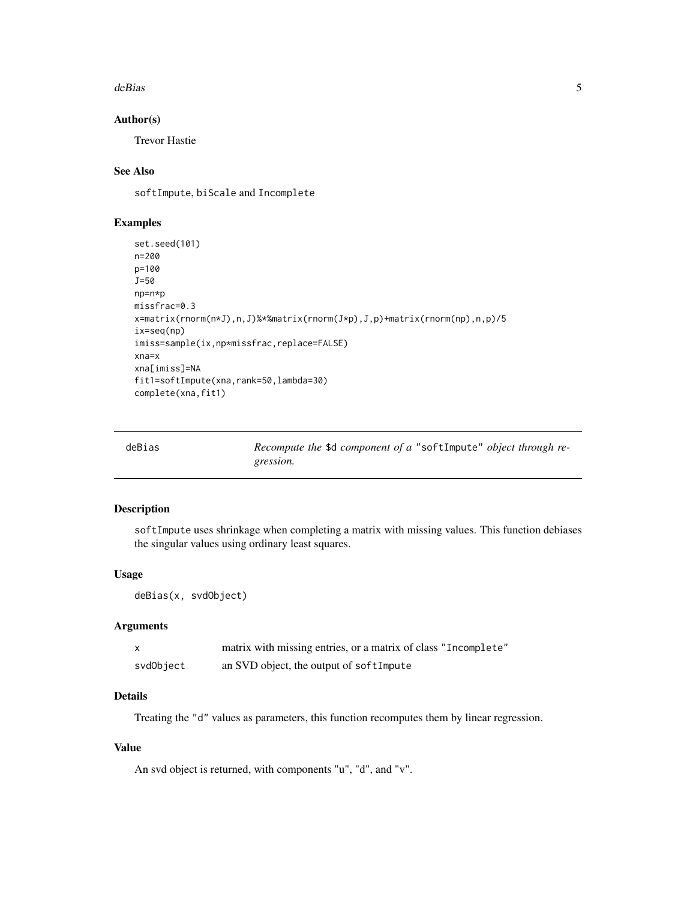### Author(s)

Trevor Hastie

### See Also

softImpute, biScale and Incomplete

### Examples

```
set.seed(101)
n=200
p=100
J=50
np=n*p
missfrac=0.3
x=matrix(rnorm(n*J),n,J)%*%matrix(rnorm(J*p),J,p)+matrix(rnorm(np),n,p)/5
ix=seq(np)
imiss=sample(ix,np*missfrac,replace=FALSE)
xna=x
xna[imiss]=NA
fit1=softImpute(xna,rank=50,lambda=30)
complete(xna,fit1)
```

---

## deBias — *Recompute the $d component of a "softImpute" object through regression.*

---

### Description

softImpute uses shrinkage when completing a matrix with missing values. This function debiases the singular values using ordinary least squares.

### Usage

```
deBias(x, svdObject)
```

### Arguments

| | |
|---|---|
| x | matrix with missing entries, or a matrix of class "Incomplete" |
| svdObject | an SVD object, the output of softImpute |

### Details

Treating the "d" values as parameters, this function recomputes them by linear regression.

### Value

An svd object is returned, with components "u", "d", and "v".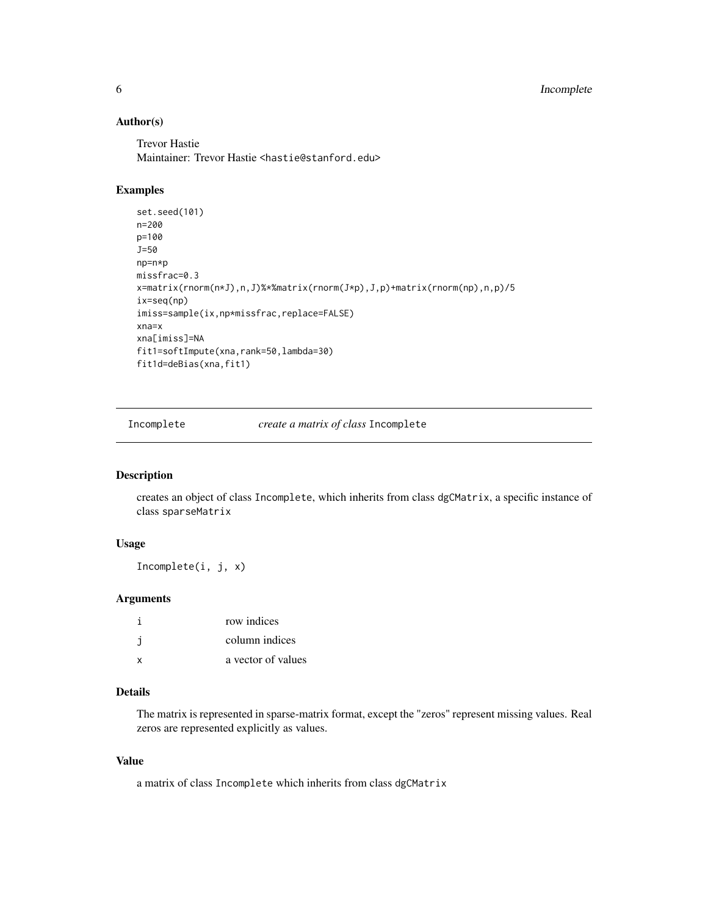### Author(s)

Trevor Hastie
Maintainer: Trevor Hastie <hastie@stanford.edu>

### Examples

```
set.seed(101)
n=200
p=100
J=50
np=n*p
missfrac=0.3
x=matrix(rnorm(n*J),n,J)%*%matrix(rnorm(J*p),J,p)+matrix(rnorm(np),n,p)/5
ix=seq(np)
imiss=sample(ix,np*missfrac,replace=FALSE)
xna=x
xna[imiss]=NA
fit1=softImpute(xna,rank=50,lambda=30)
fit1d=deBias(xna,fit1)
```

---

## Incomplete — *create a matrix of class* Incomplete

### Description

creates an object of class Incomplete, which inherits from class dgCMatrix, a specific instance of class sparseMatrix

### Usage

```
Incomplete(i, j, x)
```

### Arguments

| | |
|---|---|
| i | row indices |
| j | column indices |
| x | a vector of values |

### Details

The matrix is represented in sparse-matrix format, except the "zeros" represent missing values. Real zeros are represented explicitly as values.

### Value

a matrix of class Incomplete which inherits from class dgCMatrix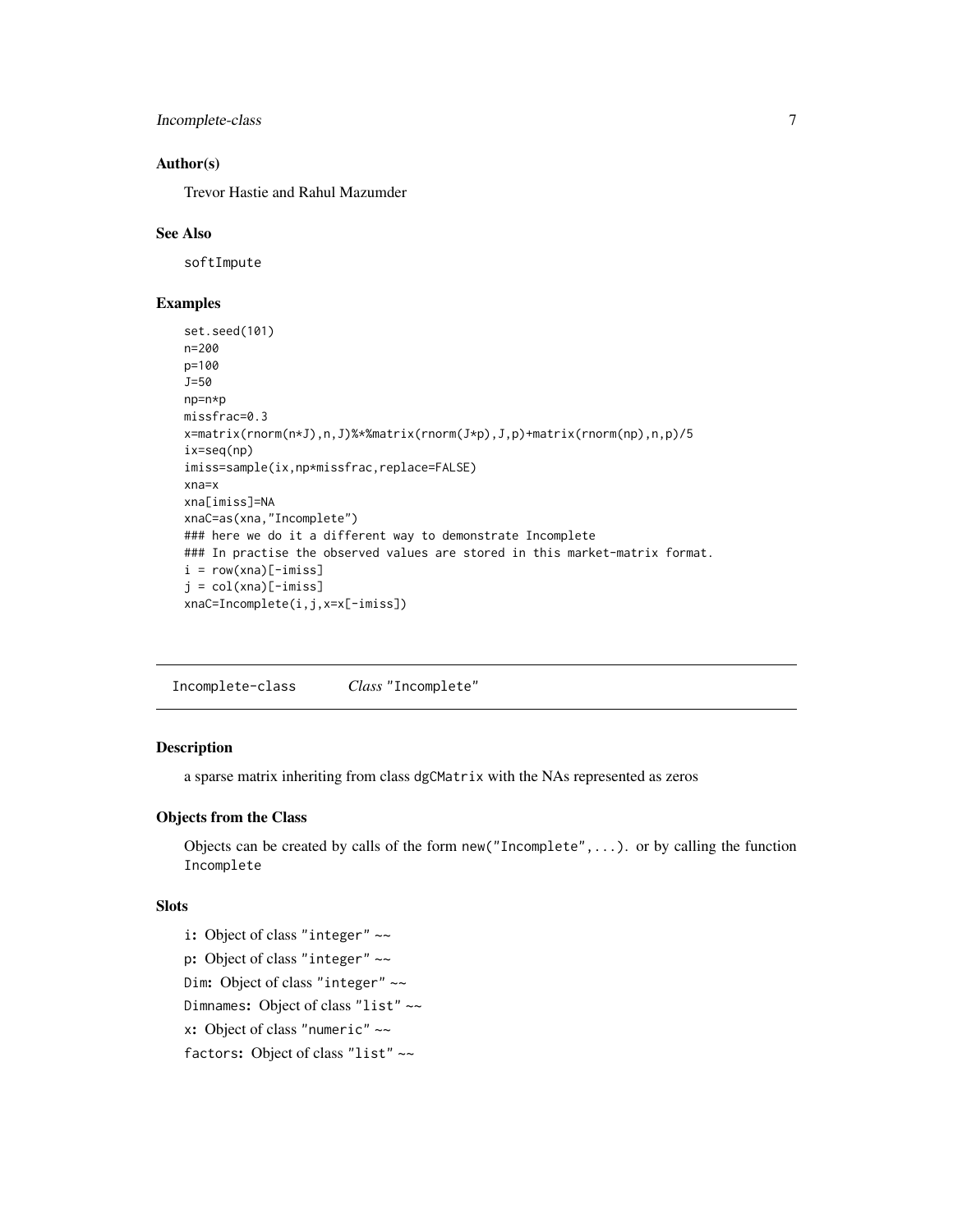### Author(s)

Trevor Hastie and Rahul Mazumder

### See Also

softImpute

### Examples

```
set.seed(101)
n=200
p=100
J=50
np=n*p
missfrac=0.3
x=matrix(rnorm(n*J),n,J)%*%matrix(rnorm(J*p),J,p)+matrix(rnorm(np),n,p)/5
ix=seq(np)
imiss=sample(ix,np*missfrac,replace=FALSE)
xna=x
xna[imiss]=NA
xnaC=as(xna,"Incomplete")
### here we do it a different way to demonstrate Incomplete
### In practise the observed values are stored in this market-matrix format.
i = row(xna)[-imiss]
j = col(xna)[-imiss]
xnaC=Incomplete(i,j,x=x[-imiss])
```

---

## Incomplete-class    *Class* "Incomplete"

### Description

a sparse matrix inheriting from class dgCMatrix with the NAs represented as zeros

### Objects from the Class

Objects can be created by calls of the form new("Incomplete",...). or by calling the function Incomplete

### Slots

i: Object of class "integer" ~~

p: Object of class "integer" ~~

Dim: Object of class "integer" ~~

Dimnames: Object of class "list" ~~

x: Object of class "numeric" ~~

factors: Object of class "list" ~~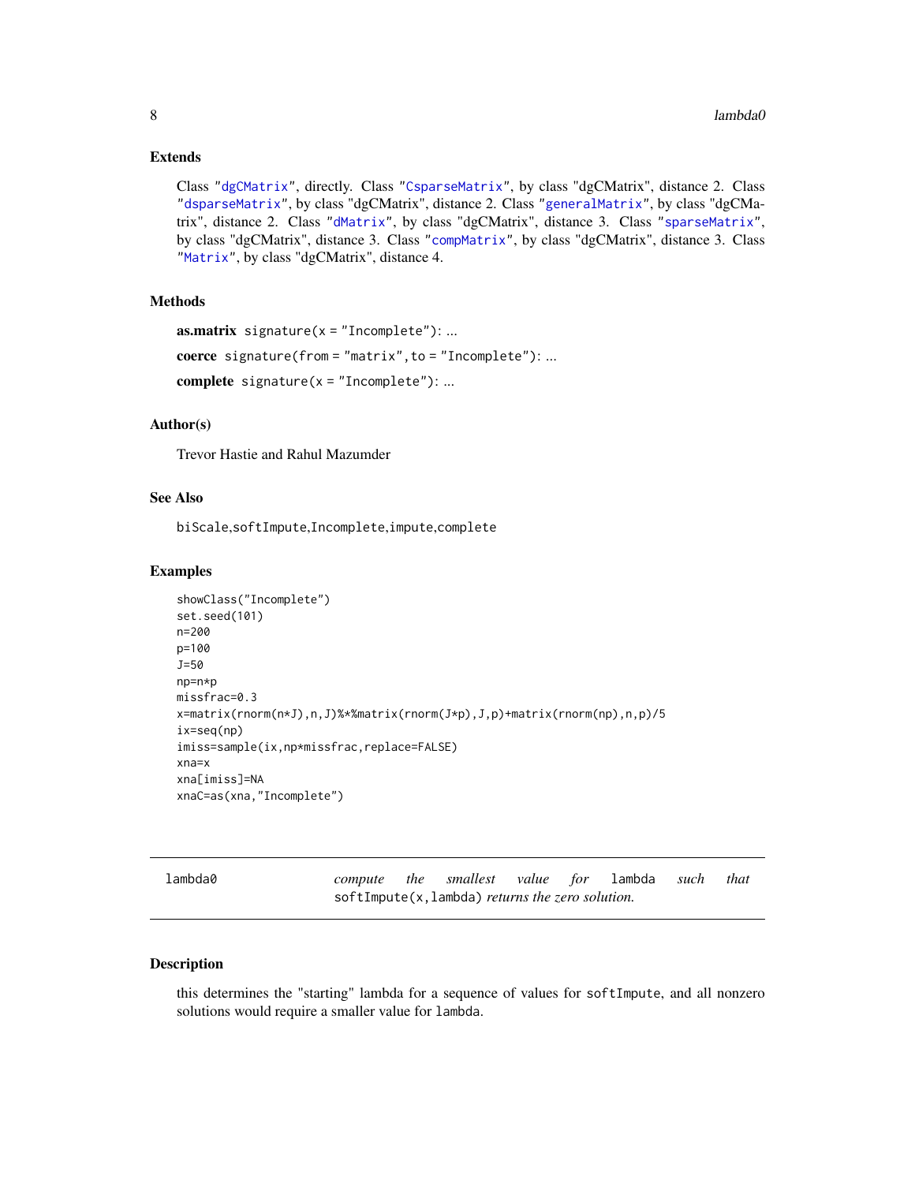### Extends

Class "dgCMatrix", directly. Class "CsparseMatrix", by class "dgCMatrix", distance 2. Class "dsparseMatrix", by class "dgCMatrix", distance 2. Class "generalMatrix", by class "dgCMatrix", distance 2. Class "dMatrix", by class "dgCMatrix", distance 3. Class "sparseMatrix", by class "dgCMatrix", distance 3. Class "compMatrix", by class "dgCMatrix", distance 3. Class "Matrix", by class "dgCMatrix", distance 4.

### Methods

**as.matrix** `signature(x = "Incomplete")`: ...

**coerce** `signature(from = "matrix", to = "Incomplete")`: ...

**complete** `signature(x = "Incomplete")`: ...

### Author(s)

Trevor Hastie and Rahul Mazumder

### See Also

`biScale`,`softImpute`,`Incomplete`,`impute`,`complete`

### Examples

```
showClass("Incomplete")
set.seed(101)
n=200
p=100
J=50
np=n*p
missfrac=0.3
x=matrix(rnorm(n*J),n,J)%*%matrix(rnorm(J*p),J,p)+matrix(rnorm(np),n,p)/5
ix=seq(np)
imiss=sample(ix,np*missfrac,replace=FALSE)
xna=x
xna[imiss]=NA
xnaC=as(xna,"Incomplete")
```

---

## lambda0 — *compute the smallest value for* `lambda` *such that* `softImpute(x,lambda)` *returns the zero solution.*

---

### Description

this determines the "starting" lambda for a sequence of values for `softImpute`, and all nonzero solutions would require a smaller value for `lambda`.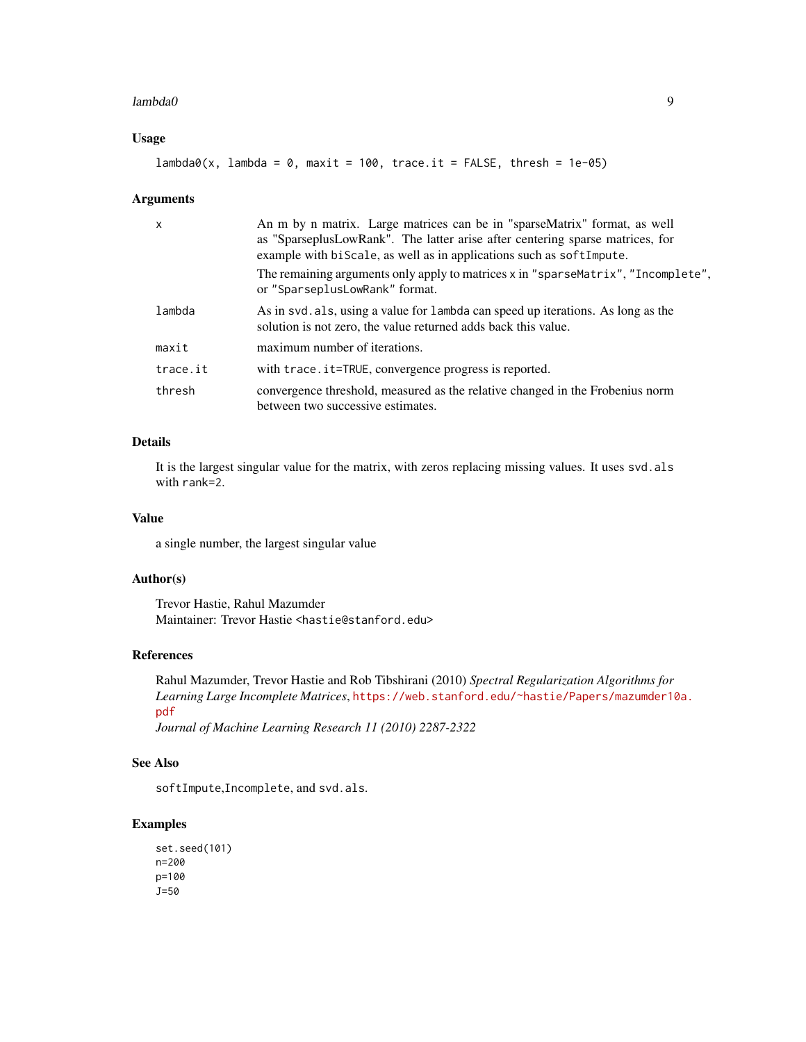## Usage

```
lambda0(x, lambda = 0, maxit = 100, trace.it = FALSE, thresh = 1e-05)
```

## Arguments

| | |
|---|---|
| x | An m by n matrix. Large matrices can be in "sparseMatrix" format, as well as "SparseplusLowRank". The latter arise after centering sparse matrices, for example with `biScale`, as well as in applications such as `softImpute`. The remaining arguments only apply to matrices x in `"sparseMatrix"`, `"Incomplete"`, or `"SparseplusLowRank"` format. |
| lambda | As in `svd.als`, using a value for `lambda` can speed up iterations. As long as the solution is not zero, the value returned adds back this value. |
| maxit | maximum number of iterations. |
| trace.it | with `trace.it=TRUE`, convergence progress is reported. |
| thresh | convergence threshold, measured as the relative changed in the Frobenius norm between two successive estimates. |

## Details

It is the largest singular value for the matrix, with zeros replacing missing values. It uses `svd.als` with `rank=2`.

## Value

a single number, the largest singular value

## Author(s)

Trevor Hastie, Rahul Mazumder
Maintainer: Trevor Hastie <hastie@stanford.edu>

## References

Rahul Mazumder, Trevor Hastie and Rob Tibshirani (2010) *Spectral Regularization Algorithms for Learning Large Incomplete Matrices*, https://web.stanford.edu/~hastie/Papers/mazumder10a.pdf
*Journal of Machine Learning Research 11 (2010) 2287-2322*

## See Also

`softImpute`,`Incomplete`, and `svd.als`.

## Examples

```
set.seed(101)
n=200
p=100
J=50
```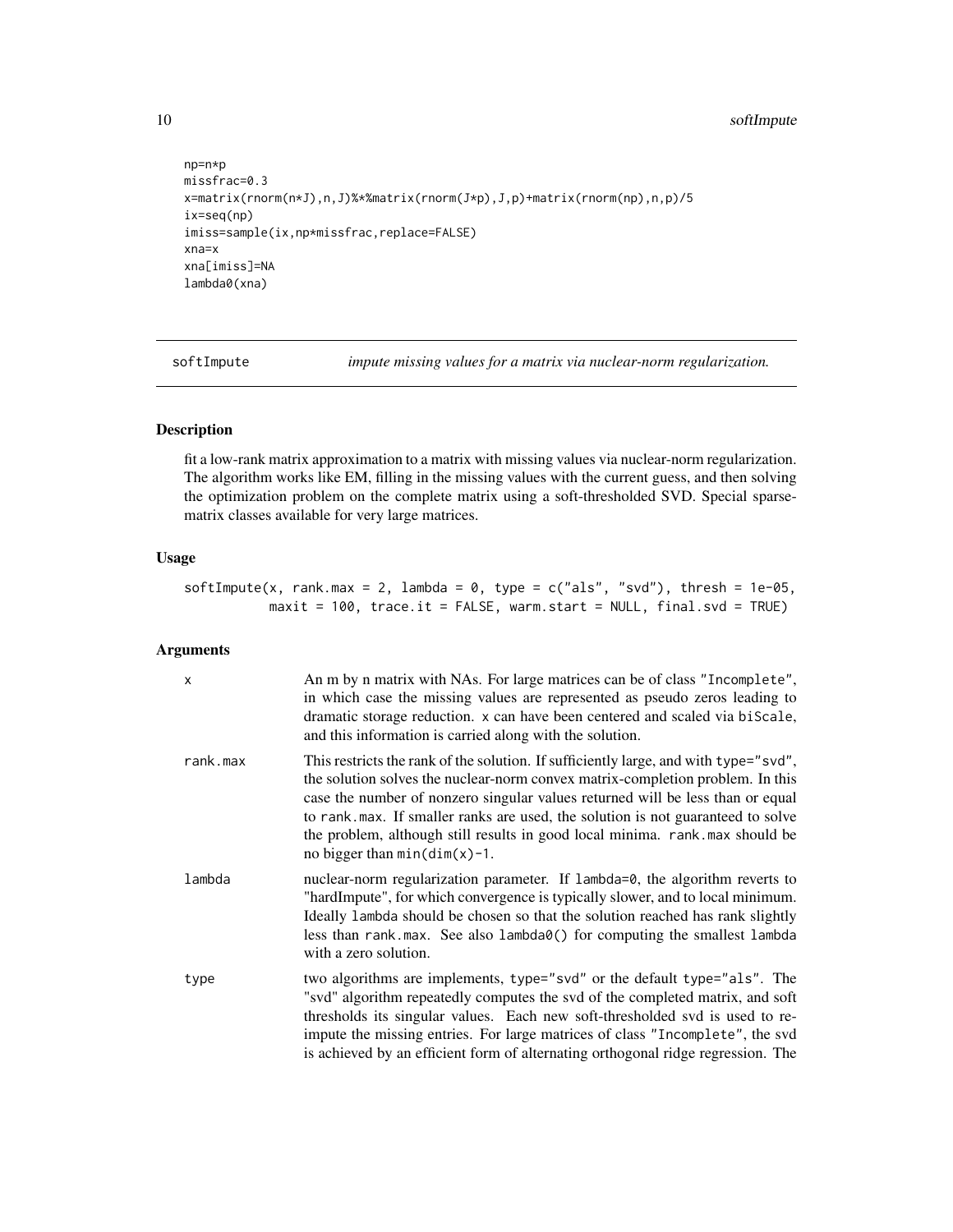```
np=n*p
missfrac=0.3
x=matrix(rnorm(n*J),n,J)%*%matrix(rnorm(J*p),J,p)+matrix(rnorm(np),n,p)/5
ix=seq(np)
imiss=sample(ix,np*missfrac,replace=FALSE)
xna=x
xna[imiss]=NA
lambda0(xna)
```

## softImpute — *impute missing values for a matrix via nuclear-norm regularization.*

### Description

fit a low-rank matrix approximation to a matrix with missing values via nuclear-norm regularization. The algorithm works like EM, filling in the missing values with the current guess, and then solving the optimization problem on the complete matrix using a soft-thresholded SVD. Special sparse-matrix classes available for very large matrices.

### Usage

```
softImpute(x, rank.max = 2, lambda = 0, type = c("als", "svd"), thresh = 1e-05,
           maxit = 100, trace.it = FALSE, warm.start = NULL, final.svd = TRUE)
```

### Arguments

| | |
|---|---|
| `x` | An m by n matrix with NAs. For large matrices can be of class `"Incomplete"`, in which case the missing values are represented as pseudo zeros leading to dramatic storage reduction. `x` can have been centered and scaled via `biScale`, and this information is carried along with the solution. |
| `rank.max` | This restricts the rank of the solution. If sufficiently large, and with `type="svd"`, the solution solves the nuclear-norm convex matrix-completion problem. In this case the number of nonzero singular values returned will be less than or equal to `rank.max`. If smaller ranks are used, the solution is not guaranteed to solve the problem, although still results in good local minima. `rank.max` should be no bigger than `min(dim(x)-1`. |
| `lambda` | nuclear-norm regularization parameter. If `lambda=0`, the algorithm reverts to "hardImpute", for which convergence is typically slower, and to local minimum. Ideally `lambda` should be chosen so that the solution reached has rank slightly less than `rank.max`. See also `lambda0()` for computing the smallest `lambda` with a zero solution. |
| `type` | two algorithms are implements, `type="svd"` or the default `type="als"`. The "svd" algorithm repeatedly computes the svd of the completed matrix, and soft thresholds its singular values. Each new soft-thresholded svd is used to re-impute the missing entries. For large matrices of class `"Incomplete"`, the svd is achieved by an efficient form of alternating orthogonal ridge regression. The |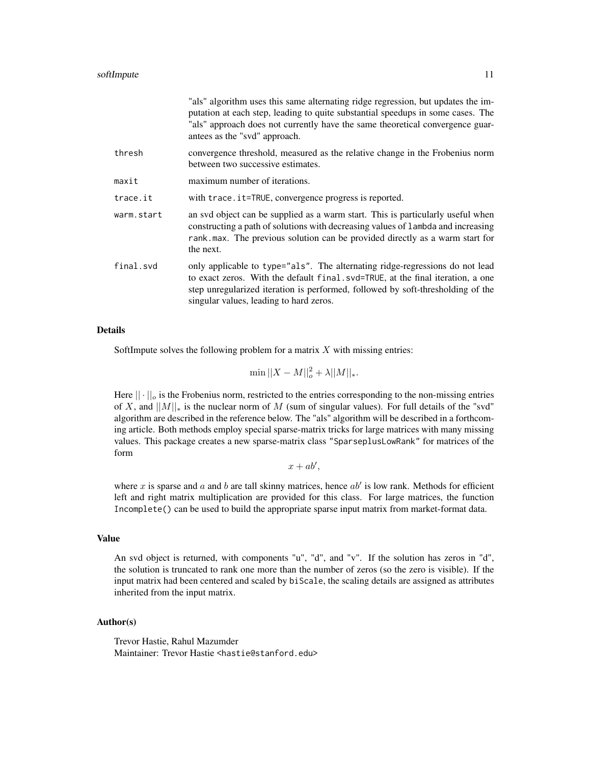"als" algorithm uses this same alternating ridge regression, but updates the imputation at each step, leading to quite substantial speedups in some cases. The "als" approach does not currently have the same theoretical convergence guarantees as the "svd" approach.

`thresh` convergence threshold, measured as the relative change in the Frobenius norm between two successive estimates.

`maxit` maximum number of iterations.

`trace.it` with `trace.it=TRUE`, convergence progress is reported.

`warm.start` an svd object can be supplied as a warm start. This is particularly useful when constructing a path of solutions with decreasing values of `lambda` and increasing `rank.max`. The previous solution can be provided directly as a warm start for the next.

`final.svd` only applicable to `type="als"`. The alternating ridge-regressions do not lead to exact zeros. With the default `final.svd=TRUE`, at the final iteration, a one step unregularized iteration is performed, followed by soft-thresholding of the singular values, leading to hard zeros.

## Details

SoftImpute solves the following problem for a matrix $X$ with missing entries:

$$\min ||X - M||_o^2 + \lambda ||M||_*.$$

Here $||\cdot||_o$ is the Frobenius norm, restricted to the entries corresponding to the non-missing entries of $X$, and $||M||_*$ is the nuclear norm of $M$ (sum of singular values). For full details of the "svd" algorithm are described in the reference below. The "als" algorithm will be described in a forthcoming article. Both methods employ special sparse-matrix tricks for large matrices with many missing values. This package creates a new sparse-matrix class `"SparseplusLowRank"` for matrices of the form

$$x + ab',$$

where $x$ is sparse and $a$ and $b$ are tall skinny matrices, hence $ab'$ is low rank. Methods for efficient left and right matrix multiplication are provided for this class. For large matrices, the function `Incomplete()` can be used to build the appropriate sparse input matrix from market-format data.

## Value

An svd object is returned, with components "u", "d", and "v". If the solution has zeros in "d", the solution is truncated to rank one more than the number of zeros (so the zero is visible). If the input matrix had been centered and scaled by `biScale`, the scaling details are assigned as attributes inherited from the input matrix.

## Author(s)

Trevor Hastie, Rahul Mazumder
Maintainer: Trevor Hastie <hastie@stanford.edu>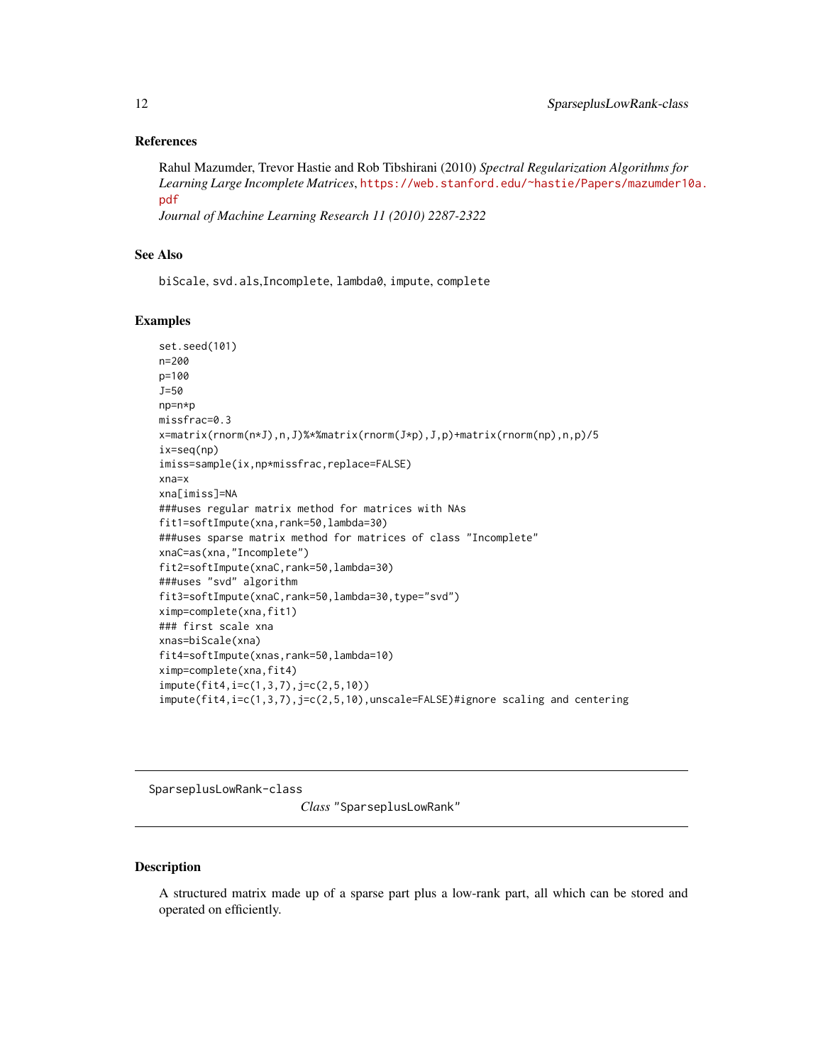### References

Rahul Mazumder, Trevor Hastie and Rob Tibshirani (2010) *Spectral Regularization Algorithms for Learning Large Incomplete Matrices*, https://web.stanford.edu/~hastie/Papers/mazumder10a.pdf
*Journal of Machine Learning Research 11 (2010) 2287-2322*

### See Also

`biScale`, `svd.als`,`Incomplete`, `lambda0`, `impute`, `complete`

### Examples

```
set.seed(101)
n=200
p=100
J=50
np=n*p
missfrac=0.3
x=matrix(rnorm(n*J),n,J)%*%matrix(rnorm(J*p),J,p)+matrix(rnorm(np),n,p)/5
ix=seq(np)
imiss=sample(ix,np*missfrac,replace=FALSE)
xna=x
xna[imiss]=NA
###uses regular matrix method for matrices with NAs
fit1=softImpute(xna,rank=50,lambda=30)
###uses sparse matrix method for matrices of class "Incomplete"
xnaC=as(xna,"Incomplete")
fit2=softImpute(xnaC,rank=50,lambda=30)
###uses "svd" algorithm
fit3=softImpute(xnaC,rank=50,lambda=30,type="svd")
ximp=complete(xna,fit1)
### first scale xna
xnas=biScale(xna)
fit4=softImpute(xnas,rank=50,lambda=10)
ximp=complete(xna,fit4)
impute(fit4,i=c(1,3,7),j=c(2,5,10))
impute(fit4,i=c(1,3,7),j=c(2,5,10),unscale=FALSE)#ignore scaling and centering
```

---

## SparseplusLowRank-class    *Class* "SparseplusLowRank"

---

### Description

A structured matrix made up of a sparse part plus a low-rank part, all which can be stored and operated on efficiently.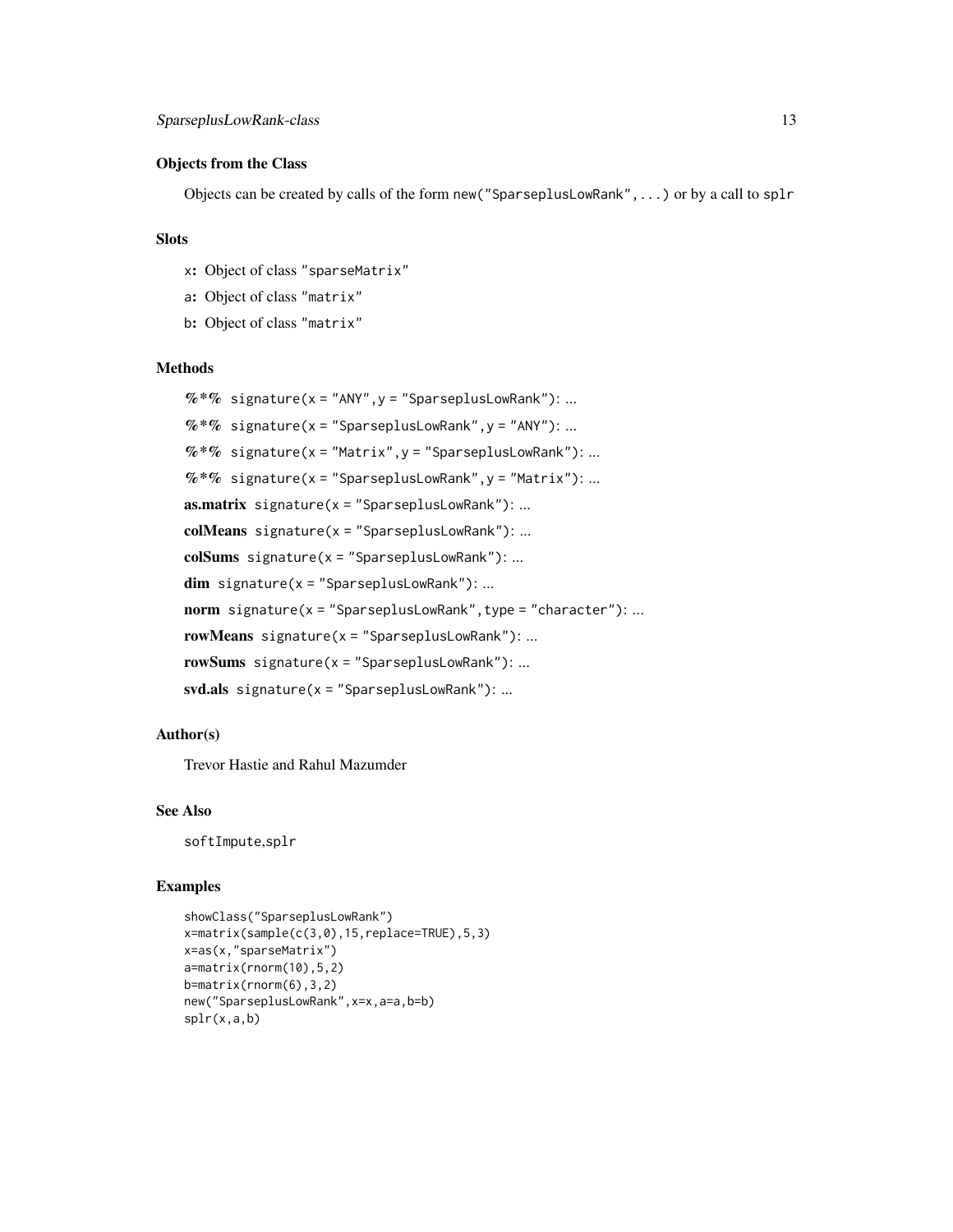### Objects from the Class

Objects can be created by calls of the form `new("SparseplusLowRank",...)` or by a call to `splr`

### Slots

- `x`: Object of class `"sparseMatrix"`
- `a`: Object of class `"matrix"`
- `b`: Object of class `"matrix"`

### Methods

- **%*%** `signature(x = "ANY", y = "SparseplusLowRank")`: ...
- **%*%** `signature(x = "SparseplusLowRank", y = "ANY")`: ...
- **%*%** `signature(x = "Matrix", y = "SparseplusLowRank")`: ...
- **%*%** `signature(x = "SparseplusLowRank", y = "Matrix")`: ...
- **as.matrix** `signature(x = "SparseplusLowRank")`: ...
- **colMeans** `signature(x = "SparseplusLowRank")`: ...
- **colSums** `signature(x = "SparseplusLowRank")`: ...
- **dim** `signature(x = "SparseplusLowRank")`: ...
- **norm** `signature(x = "SparseplusLowRank", type = "character")`: ...
- **rowMeans** `signature(x = "SparseplusLowRank")`: ...
- **rowSums** `signature(x = "SparseplusLowRank")`: ...
- **svd.als** `signature(x = "SparseplusLowRank")`: ...

### Author(s)

Trevor Hastie and Rahul Mazumder

### See Also

`softImpute`,`splr`

### Examples

```
showClass("SparseplusLowRank")
x=matrix(sample(c(3,0),15,replace=TRUE),5,3)
x=as(x,"sparseMatrix")
a=matrix(rnorm(10),5,2)
b=matrix(rnorm(6),3,2)
new("SparseplusLowRank",x=x,a=a,b=b)
splr(x,a,b)
```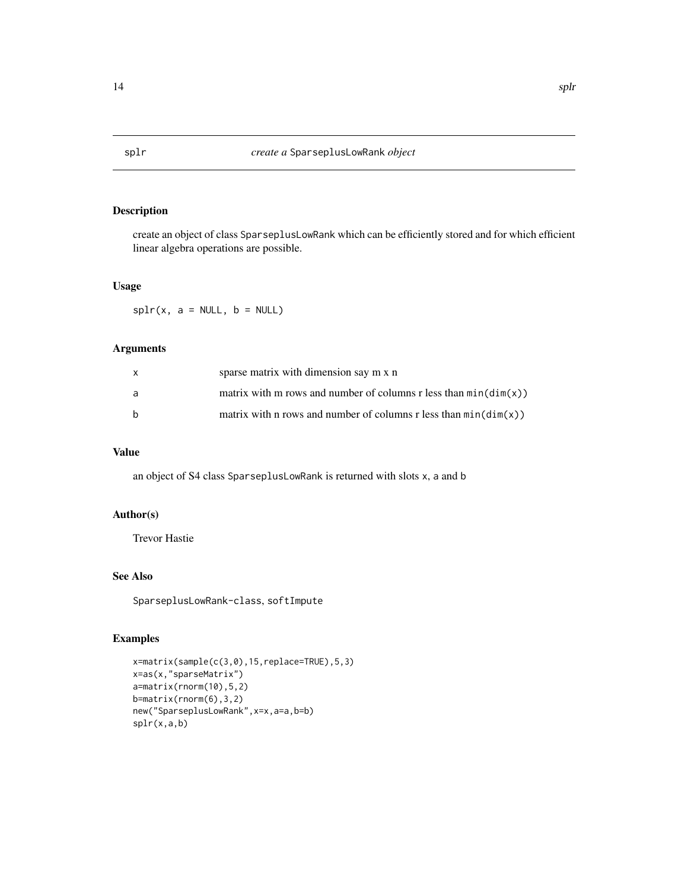## splr — *create a* SparseplusLowRank *object*

### Description

create an object of class SparseplusLowRank which can be efficiently stored and for which efficient linear algebra operations are possible.

### Usage

```
splr(x, a = NULL, b = NULL)
```

### Arguments

| | |
|---|---|
| x | sparse matrix with dimension say m x n |
| a | matrix with m rows and number of columns r less than `min(dim(x))` |
| b | matrix with n rows and number of columns r less than `min(dim(x))` |

### Value

an object of S4 class SparseplusLowRank is returned with slots x, a and b

### Author(s)

Trevor Hastie

### See Also

SparseplusLowRank-class, softImpute

### Examples

```
x=matrix(sample(c(3,0),15,replace=TRUE),5,3)
x=as(x,"sparseMatrix")
a=matrix(rnorm(10),5,2)
b=matrix(rnorm(6),3,2)
new("SparseplusLowRank",x=x,a=a,b=b)
splr(x,a,b)
```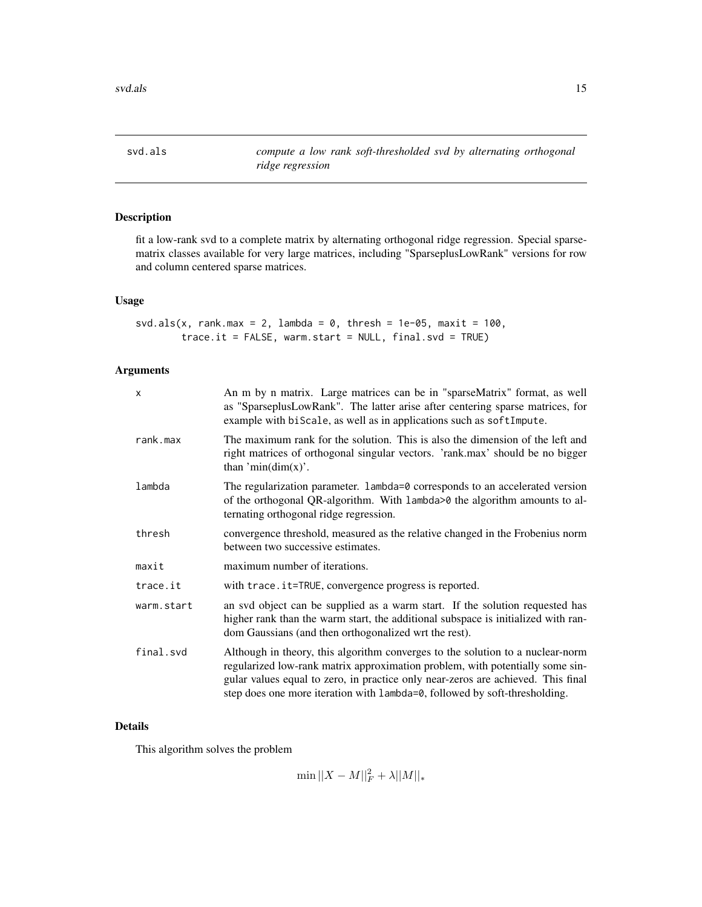# svd.als

*compute a low rank soft-thresholded svd by alternating orthogonal ridge regression*

## Description

fit a low-rank svd to a complete matrix by alternating orthogonal ridge regression. Special sparse-matrix classes available for very large matrices, including "SparseplusLowRank" versions for row and column centered sparse matrices.

## Usage

```
svd.als(x, rank.max = 2, lambda = 0, thresh = 1e-05, maxit = 100,
        trace.it = FALSE, warm.start = NULL, final.svd = TRUE)
```

## Arguments

| | |
|---|---|
| x | An m by n matrix. Large matrices can be in "sparseMatrix" format, as well as "SparseplusLowRank". The latter arise after centering sparse matrices, for example with biScale, as well as in applications such as softImpute. |
| rank.max | The maximum rank for the solution. This is also the dimension of the left and right matrices of orthogonal singular vectors. 'rank.max' should be no bigger than 'min(dim(x)'. |
| lambda | The regularization parameter. lambda=0 corresponds to an accelerated version of the orthogonal QR-algorithm. With lambda>0 the algorithm amounts to alternating orthogonal ridge regression. |
| thresh | convergence threshold, measured as the relative changed in the Frobenius norm between two successive estimates. |
| maxit | maximum number of iterations. |
| trace.it | with trace.it=TRUE, convergence progress is reported. |
| warm.start | an svd object can be supplied as a warm start. If the solution requested has higher rank than the warm start, the additional subspace is initialized with random Gaussians (and then orthogonalized wrt the rest). |
| final.svd | Although in theory, this algorithm converges to the solution to a nuclear-norm regularized low-rank matrix approximation problem, with potentially some singular values equal to zero, in practice only near-zeros are achieved. This final step does one more iteration with lambda=0, followed by soft-thresholding. |

## Details

This algorithm solves the problem

$$\min ||X - M||_F^2 + \lambda ||M||_*$$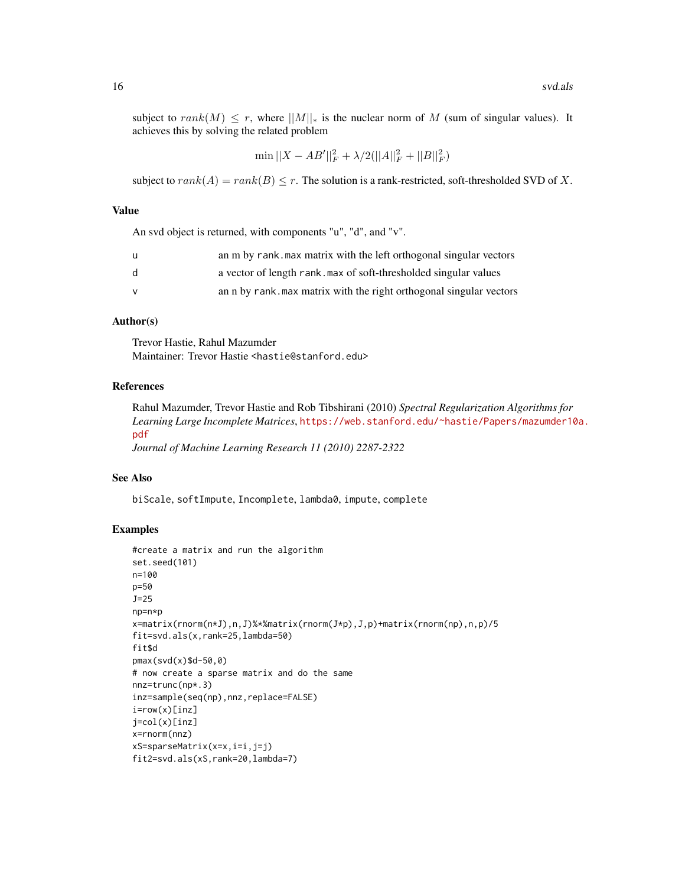subject to $rank(M) \leq r$, where $||M||_*$ is the nuclear norm of $M$ (sum of singular values). It achieves this by solving the related problem

$$\min ||X - AB'||_F^2 + \lambda/2(||A||_F^2 + ||B||_F^2)$$

subject to $rank(A) = rank(B) \leq r$. The solution is a rank-restricted, soft-thresholded SVD of $X$.

## Value

An svd object is returned, with components "u", "d", and "v".

| | |
|---|---|
| u | an m by `rank.max` matrix with the left orthogonal singular vectors |
| d | a vector of length `rank.max` of soft-thresholded singular values |
| v | an n by `rank.max` matrix with the right orthogonal singular vectors |

## Author(s)

Trevor Hastie, Rahul Mazumder
Maintainer: Trevor Hastie <hastie@stanford.edu>

## References

Rahul Mazumder, Trevor Hastie and Rob Tibshirani (2010) *Spectral Regularization Algorithms for Learning Large Incomplete Matrices*, https://web.stanford.edu/~hastie/Papers/mazumder10a.pdf
*Journal of Machine Learning Research 11 (2010) 2287-2322*

## See Also

`biScale`, `softImpute`, `Incomplete`, `lambda0`, `impute`, `complete`

## Examples

```
#create a matrix and run the algorithm
set.seed(101)
n=100
p=50
J=25
np=n*p
x=matrix(rnorm(n*J),n,J)%*%matrix(rnorm(J*p),J,p)+matrix(rnorm(np),n,p)/5
fit=svd.als(x,rank=25,lambda=50)
fit$d
pmax(svd(x)$d-50,0)
# now create a sparse matrix and do the same
nnz=trunc(np*.3)
inz=sample(seq(np),nnz,replace=FALSE)
i=row(x)[inz]
j=col(x)[inz]
x=rnorm(nnz)
xS=sparseMatrix(x=x,i=i,j=j)
fit2=svd.als(xS,rank=20,lambda=7)
```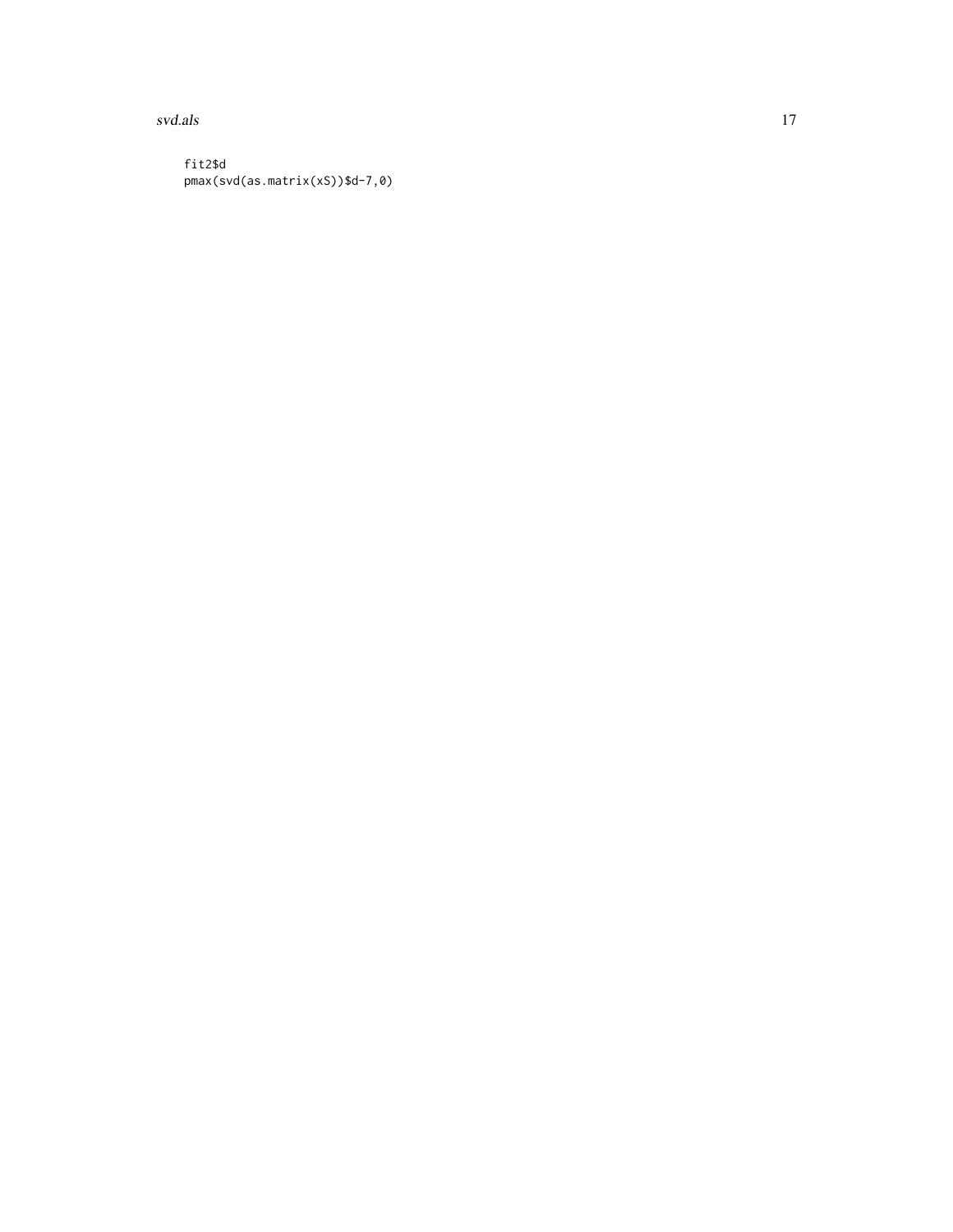```
fit2$d
pmax(svd(as.matrix(xS))$d-7,0)
```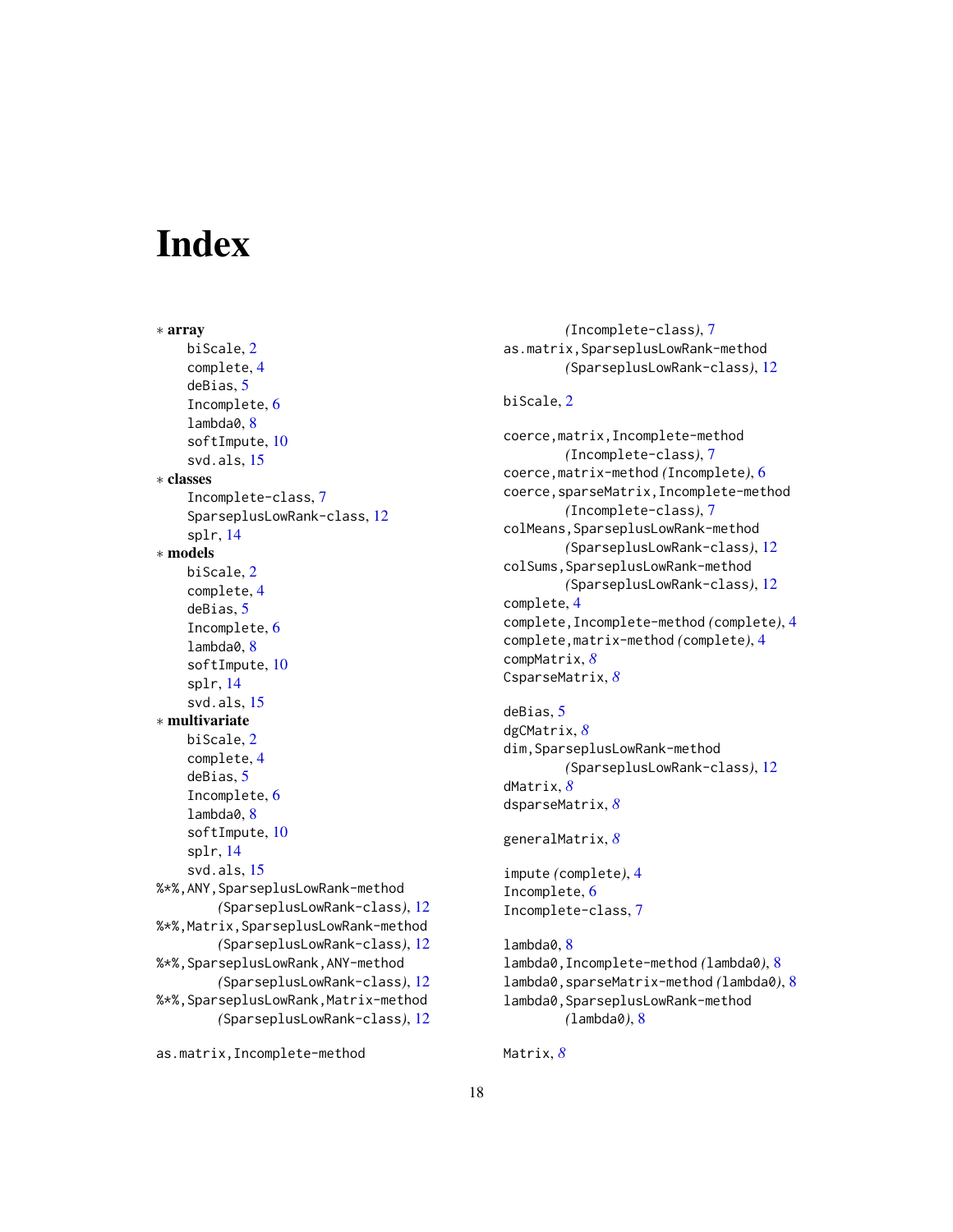# Index

∗ **array**
- biScale, 2
- complete, 4
- deBias, 5
- Incomplete, 6
- lambda0, 8
- softImpute, 10
- svd.als, 15

∗ **classes**
- Incomplete-class, 7
- SparseplusLowRank-class, 12
- splr, 14

∗ **models**
- biScale, 2
- complete, 4
- deBias, 5
- Incomplete, 6
- lambda0, 8
- softImpute, 10
- splr, 14
- svd.als, 15

∗ **multivariate**
- biScale, 2
- complete, 4
- deBias, 5
- Incomplete, 6
- lambda0, 8
- softImpute, 10
- splr, 14
- svd.als, 15

%*%,ANY,SparseplusLowRank-method *(SparseplusLowRank-class)*, 12
%*%,Matrix,SparseplusLowRank-method *(SparseplusLowRank-class)*, 12
%*%,SparseplusLowRank,ANY-method *(SparseplusLowRank-class)*, 12
%*%,SparseplusLowRank,Matrix-method *(SparseplusLowRank-class)*, 12

as.matrix,Incomplete-method *(Incomplete-class)*, 7
as.matrix,SparseplusLowRank-method *(SparseplusLowRank-class)*, 12

biScale, 2

coerce,matrix,Incomplete-method *(Incomplete-class)*, 7
coerce,matrix-method *(Incomplete)*, 6
coerce,sparseMatrix,Incomplete-method *(Incomplete-class)*, 7
colMeans,SparseplusLowRank-method *(SparseplusLowRank-class)*, 12
colSums,SparseplusLowRank-method *(SparseplusLowRank-class)*, 12
complete, 4
complete,Incomplete-method *(complete)*, 4
complete,matrix-method *(complete)*, 4
compMatrix, *8*
CsparseMatrix, *8*

deBias, 5
dgCMatrix, *8*
dim,SparseplusLowRank-method *(SparseplusLowRank-class)*, 12
dMatrix, *8*
dsparseMatrix, *8*

generalMatrix, *8*

impute *(complete)*, 4
Incomplete, 6
Incomplete-class, 7

lambda0, 8
lambda0,Incomplete-method *(lambda0)*, 8
lambda0,sparseMatrix-method *(lambda0)*, 8
lambda0,SparseplusLowRank-method *(lambda0)*, 8

Matrix, *8*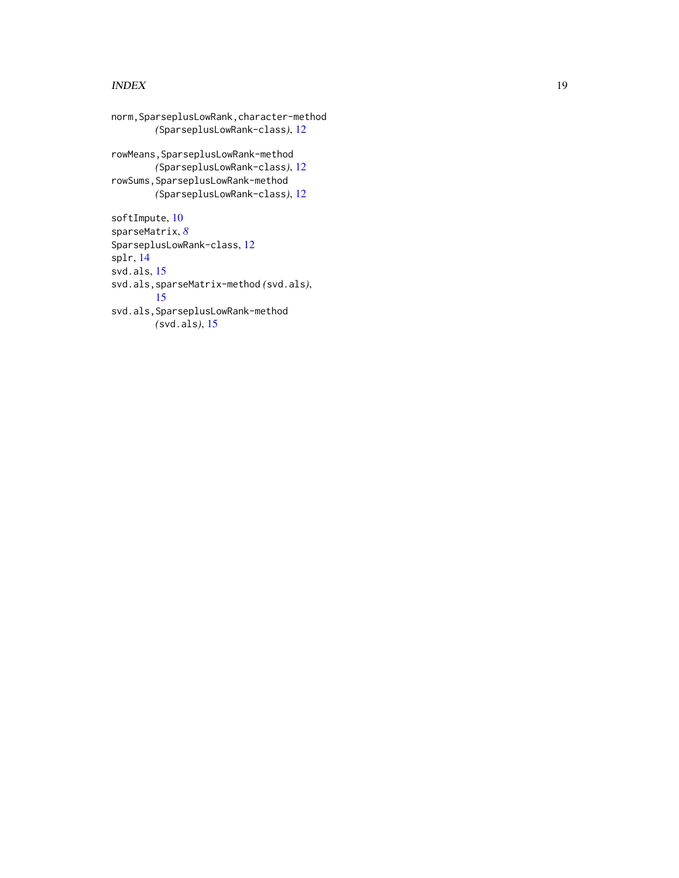norm,SparseplusLowRank,character-method
        (SparseplusLowRank-class), 12

rowMeans,SparseplusLowRank-method
        (SparseplusLowRank-class), 12
rowSums,SparseplusLowRank-method
        (SparseplusLowRank-class), 12

softImpute, 10
sparseMatrix, *8*
SparseplusLowRank-class, 12
splr, 14
svd.als, 15
svd.als,sparseMatrix-method (svd.als),
        15
svd.als,SparseplusLowRank-method
        (svd.als), 15